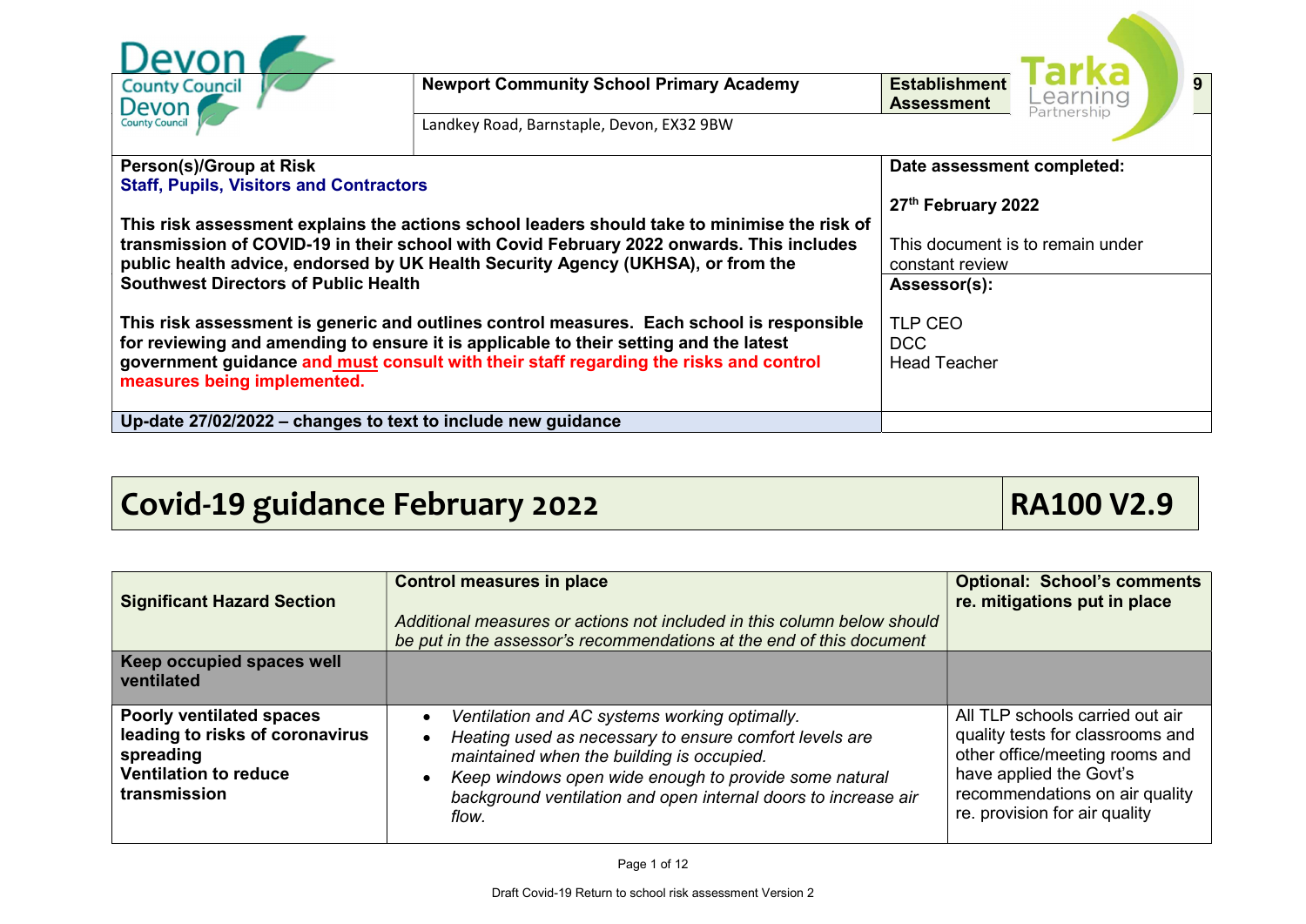| Devon County Council | Newport Community School Primary Academy | Establishment Assessment | 9 |
|---|---|---|---|
| | Landkey Road, Barnstaple, Devon, EX32 9BW | | |

| **Person(s)/Group at Risk** | **Date assessment completed:** |
|---|---|
| **Staff, Pupils, Visitors and Contractors**<br><br>**This risk assessment explains the actions school leaders should take to minimise the risk of transmission of COVID-19 in their school with Covid February 2022 onwards. This includes public health advice, endorsed by UK Health Security Agency (UKHSA), or from the Southwest Directors of Public Health**<br><br>**This risk assessment is generic and outlines control measures. Each school is responsible for reviewing and amending to ensure it is applicable to their setting and the latest government guidance and must consult with their staff regarding the risks and control measures being implemented.** | **27th February 2022**<br><br>This document is to remain under constant review<br><br>**Assessor(s):**<br><br>TLP CEO<br>DCC<br>Head Teacher |
| **Up-date 27/02/2022 – changes to text to include new guidance** | |

# Covid-19 guidance February 2022 — RA100 V2.9

| Significant Hazard Section | Control measures in place<br><br>*Additional measures or actions not included in this column below should be put in the assessor's recommendations at the end of this document* | Optional: School's comments re. mitigations put in place |
|---|---|---|
| **Keep occupied spaces well ventilated** | | |
| **Poorly ventilated spaces leading to risks of coronavirus spreading**<br>**Ventilation to reduce transmission** | • *Ventilation and AC systems working optimally.*<br>• *Heating used as necessary to ensure comfort levels are maintained when the building is occupied.*<br>• *Keep windows open wide enough to provide some natural background ventilation and open internal doors to increase air flow.* | All TLP schools carried out air quality tests for classrooms and other office/meeting rooms and have applied the Govt's recommendations on air quality re. provision for air quality |

Draft Covid-19 Return to school risk assessment Version 2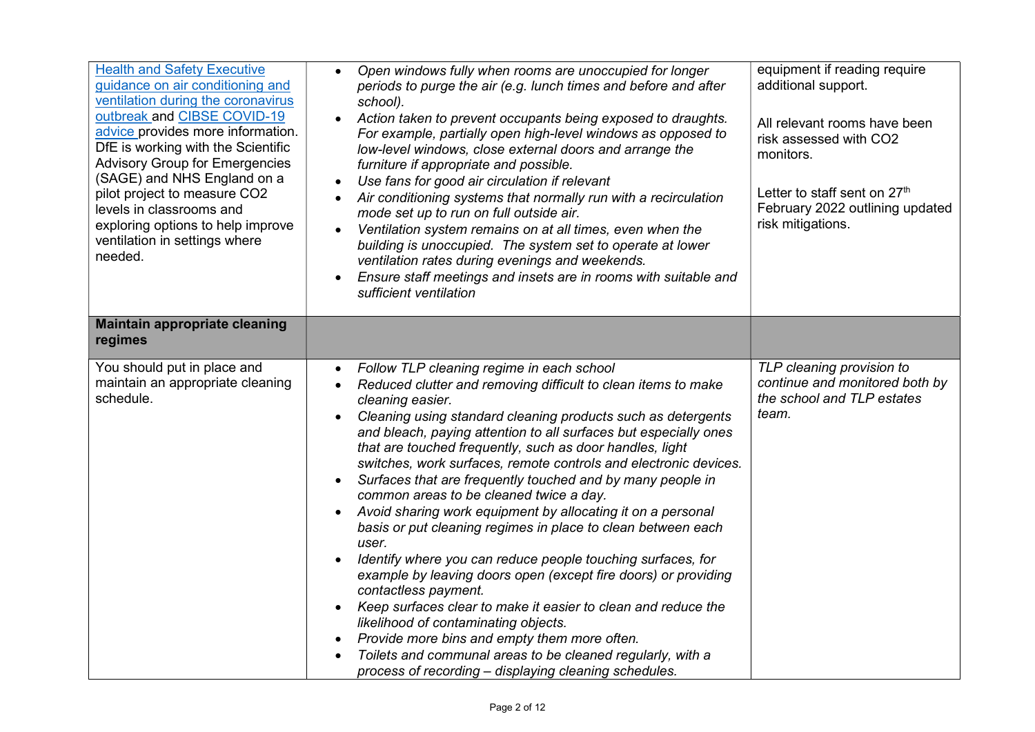| | | |
|---|---|---|
| Health and Safety Executive guidance on air conditioning and ventilation during the coronavirus outbreak and CIBSE COVID-19 advice provides more information. DfE is working with the Scientific Advisory Group for Emergencies (SAGE) and NHS England on a pilot project to measure $CO_2$ levels in classrooms and exploring options to help improve ventilation in settings where needed. | <ul><li>*Open windows fully when rooms are unoccupied for longer periods to purge the air (e.g. lunch times and before and after school).*</li><li>*Action taken to prevent occupants being exposed to draughts. For example, partially open high-level windows as opposed to low-level windows, close external doors and arrange the furniture if appropriate and possible.*</li><li>*Use fans for good air circulation if relevant*</li><li>*Air conditioning systems that normally run with a recirculation mode set up to run on full outside air.*</li><li>*Ventilation system remains on at all times, even when the building is unoccupied. The system set to operate at lower ventilation rates during evenings and weekends.*</li><li>*Ensure staff meetings and insets are in rooms with suitable and sufficient ventilation*</li></ul> | equipment if reading require additional support.<br><br>All relevant rooms have been risk assessed with $CO_2$ monitors.<br><br>Letter to staff sent on 27th February 2022 outlining updated risk mitigations. |
| **Maintain appropriate cleaning regimes** | | |
| You should put in place and maintain an appropriate cleaning schedule. | <ul><li>*Follow TLP cleaning regime in each school*</li><li>*Reduced clutter and removing difficult to clean items to make cleaning easier.*</li><li>*Cleaning using standard cleaning products such as detergents and bleach, paying attention to all surfaces but especially ones that are touched frequently, such as door handles, light switches, work surfaces, remote controls and electronic devices.*</li><li>*Surfaces that are frequently touched and by many people in common areas to be cleaned twice a day.*</li><li>*Avoid sharing work equipment by allocating it on a personal basis or put cleaning regimes in place to clean between each user.*</li><li>*Identify where you can reduce people touching surfaces, for example by leaving doors open (except fire doors) or providing contactless payment.*</li><li>*Keep surfaces clear to make it easier to clean and reduce the likelihood of contaminating objects.*</li><li>*Provide more bins and empty them more often.*</li><li>*Toilets and communal areas to be cleaned regularly, with a process of recording – displaying cleaning schedules.*</li></ul> | *TLP cleaning provision to continue and monitored both by the school and TLP estates team.* |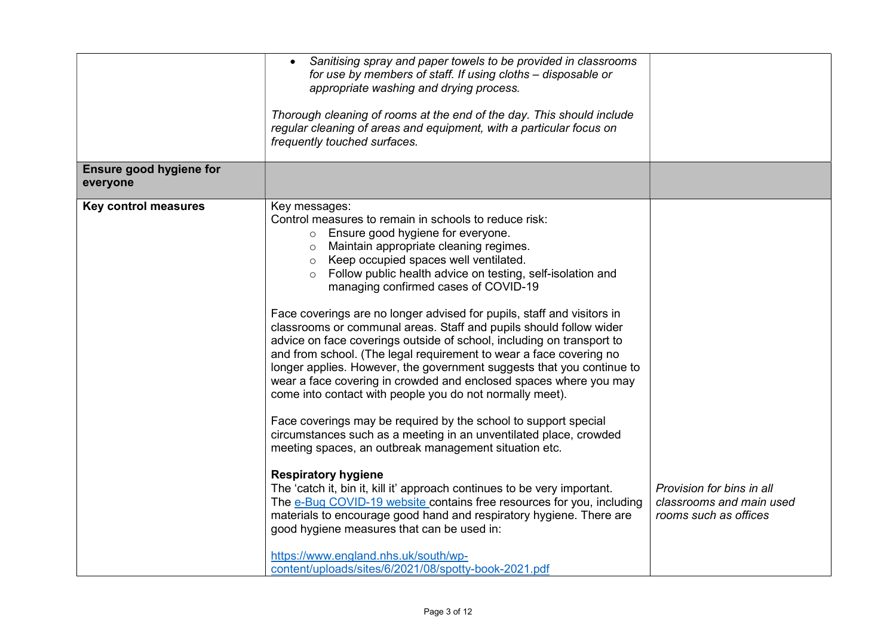| | | |
|---|---|---|
| | • *Sanitising spray and paper towels to be provided in classrooms for use by members of staff. If using cloths – disposable or appropriate washing and drying process.*<br><br>*Thorough cleaning of rooms at the end of the day. This should include regular cleaning of areas and equipment, with a particular focus on frequently touched surfaces.* | |
| **Ensure good hygiene for everyone** | | |
| **Key control measures** | Key messages:<br>Control measures to remain in schools to reduce risk:<br>○ Ensure good hygiene for everyone.<br>○ Maintain appropriate cleaning regimes.<br>○ Keep occupied spaces well ventilated.<br>○ Follow public health advice on testing, self-isolation and managing confirmed cases of COVID-19<br><br>Face coverings are no longer advised for pupils, staff and visitors in classrooms or communal areas. Staff and pupils should follow wider advice on face coverings outside of school, including on transport to and from school. (The legal requirement to wear a face covering no longer applies. However, the government suggests that you continue to wear a face covering in crowded and enclosed spaces where you may come into contact with people you do not normally meet).<br><br>Face coverings may be required by the school to support special circumstances such as a meeting in an unventilated place, crowded meeting spaces, an outbreak management situation etc.<br><br>**Respiratory hygiene**<br>The 'catch it, bin it, kill it' approach continues to be very important. The [e-Bug COVID-19 website](https://www.e-bug.eu) contains free resources for you, including materials to encourage good hand and respiratory hygiene. There are good hygiene measures that can be used in:<br><br>[https://www.england.nhs.uk/south/wp-content/uploads/sites/6/2021/08/spotty-book-2021.pdf](https://www.england.nhs.uk/south/wp-content/uploads/sites/6/2021/08/spotty-book-2021.pdf) | *Provision for bins in all classrooms and main used rooms such as offices* |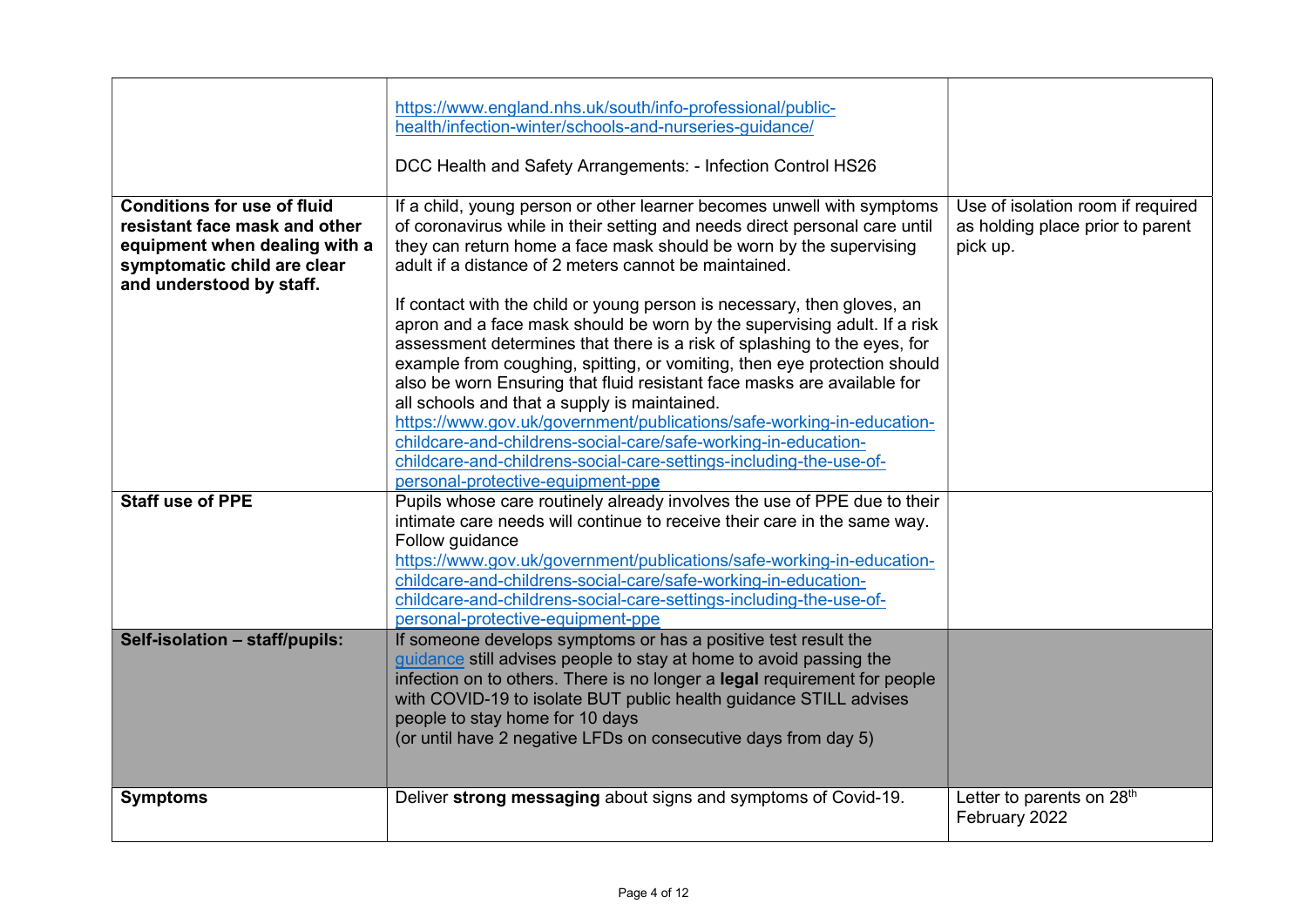| | | |
|---|---|---|
| | https://www.england.nhs.uk/south/info-professional/public-health/infection-winter/schools-and-nurseries-guidance/<br><br>DCC Health and Safety Arrangements: - Infection Control HS26 | |
| **Conditions for use of fluid resistant face mask and other equipment when dealing with a symptomatic child are clear and understood by staff.** | If a child, young person or other learner becomes unwell with symptoms of coronavirus while in their setting and needs direct personal care until they can return home a face mask should be worn by the supervising adult if a distance of 2 meters cannot be maintained.<br><br>If contact with the child or young person is necessary, then gloves, an apron and a face mask should be worn by the supervising adult. If a risk assessment determines that there is a risk of splashing to the eyes, for example from coughing, spitting, or vomiting, then eye protection should also be worn Ensuring that fluid resistant face masks are available for all schools and that a supply is maintained.<br>https://www.gov.uk/government/publications/safe-working-in-education-childcare-and-childrens-social-care/safe-working-in-education-childcare-and-childrens-social-care-settings-including-the-use-of-personal-protective-equipment-ppe | Use of isolation room if required as holding place prior to parent pick up. |
| **Staff use of PPE** | Pupils whose care routinely already involves the use of PPE due to their intimate care needs will continue to receive their care in the same way. Follow guidance<br>https://www.gov.uk/government/publications/safe-working-in-education-childcare-and-childrens-social-care/safe-working-in-education-childcare-and-childrens-social-care-settings-including-the-use-of-personal-protective-equipment-ppe | |
| **Self-isolation – staff/pupils:** | If someone develops symptoms or has a positive test result the guidance still advises people to stay at home to avoid passing the infection on to others. There is no longer a **legal** requirement for people with COVID-19 to isolate BUT public health guidance STILL advises people to stay home for 10 days<br>(or until have 2 negative LFDs on consecutive days from day 5) | |
| **Symptoms** | Deliver **strong messaging** about signs and symptoms of Covid-19. | Letter to parents on 28th February 2022 |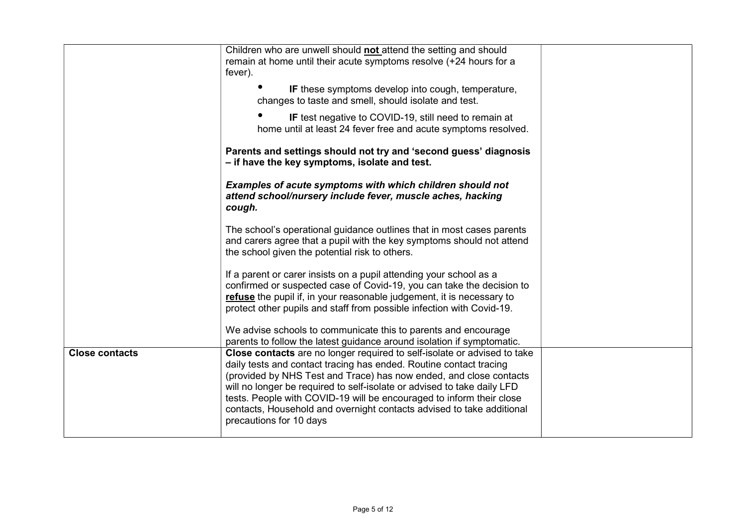| | | |
|---|---|---|
| | Children who are unwell should **<u>not</u>** attend the setting and should remain at home until their acute symptoms resolve (+24 hours for a fever).<br><br>• **IF** these symptoms develop into cough, temperature, changes to taste and smell, should isolate and test.<br><br>• **IF** test negative to COVID-19, still need to remain at home until at least 24 fever free and acute symptoms resolved.<br><br>**Parents and settings should not try and 'second guess' diagnosis – if have the key symptoms, isolate and test.**<br><br>***Examples of acute symptoms with which children should not attend school/nursery include fever, muscle aches, hacking cough.***<br><br>The school's operational guidance outlines that in most cases parents and carers agree that a pupil with the key symptoms should not attend the school given the potential risk to others.<br><br>If a parent or carer insists on a pupil attending your school as a confirmed or suspected case of Covid-19, you can take the decision to **<u>refuse</u>** the pupil if, in your reasonable judgement, it is necessary to protect other pupils and staff from possible infection with Covid-19.<br><br>We advise schools to communicate this to parents and encourage parents to follow the latest guidance around isolation if symptomatic. | |
| **Close contacts** | **Close contacts** are no longer required to self-isolate or advised to take daily tests and contact tracing has ended. Routine contact tracing (provided by NHS Test and Trace) has now ended, and close contacts will no longer be required to self-isolate or advised to take daily LFD tests. People with COVID-19 will be encouraged to inform their close contacts, Household and overnight contacts advised to take additional precautions for 10 days | |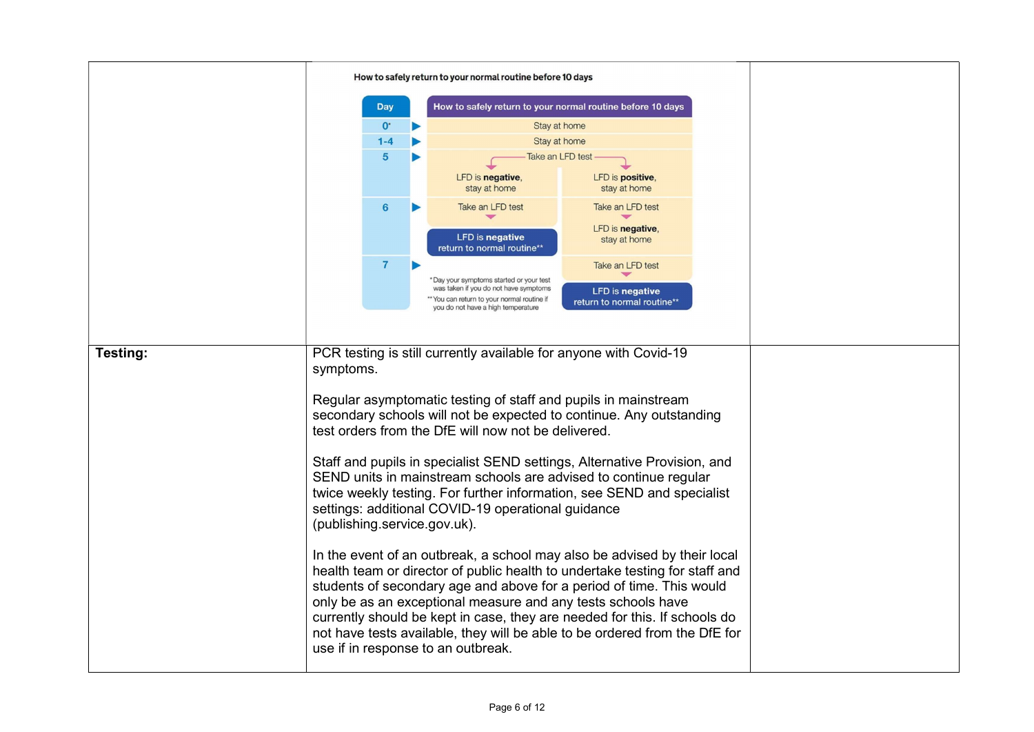| | | |
|---|---|---|
| | **How to safely return to your normal routine before 10 days**<br><br>**Day** / **How to safely return to your normal routine before 10 days**<br>0* ▶ Stay at home<br>1-4 ▶ Stay at home<br>5 ▶ Take an LFD test → LFD is **negative**, stay at home / LFD is **positive**, stay at home<br>6 ▶ Take an LFD test → **LFD is negative return to normal routine**** / Take an LFD test → LFD is **negative**, stay at home<br>7 ▶ Take an LFD test → **LFD is negative return to normal routine****<br><br>*Day your symptoms started or your test was taken if you do not have symptoms<br>**You can return to your normal routine if you do not have a high temperature | |
| **Testing:** | PCR testing is still currently available for anyone with Covid-19 symptoms.<br><br>Regular asymptomatic testing of staff and pupils in mainstream secondary schools will not be expected to continue. Any outstanding test orders from the DfE will now not be delivered.<br><br>Staff and pupils in specialist SEND settings, Alternative Provision, and SEND units in mainstream schools are advised to continue regular twice weekly testing. For further information, see SEND and specialist settings: additional COVID-19 operational guidance (publishing.service.gov.uk).<br><br>In the event of an outbreak, a school may also be advised by their local health team or director of public health to undertake testing for staff and students of secondary age and above for a period of time. This would only be as an exceptional measure and any tests schools have currently should be kept in case, they are needed for this. If schools do not have tests available, they will be able to be ordered from the DfE for use if in response to an outbreak. | |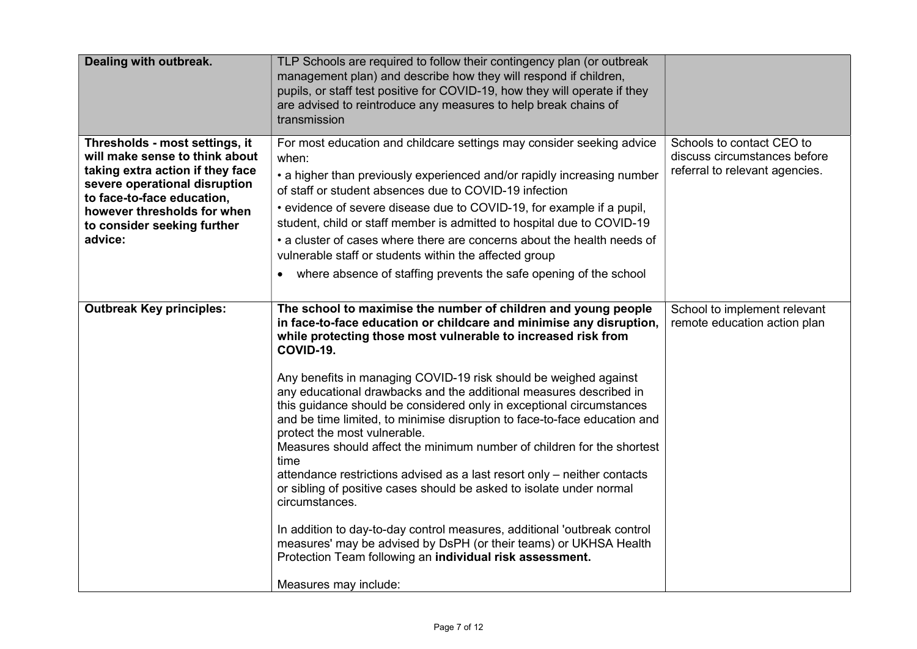| Dealing with outbreak. | TLP Schools are required to follow their contingency plan (or outbreak management plan) and describe how they will respond if children, pupils, or staff test positive for COVID-19, how they will operate if they are advised to reintroduce any measures to help break chains of transmission | |
|---|---|---|
| **Thresholds - most settings, it will make sense to think about taking extra action if they face severe operational disruption to face-to-face education, however thresholds for when to consider seeking further advice:** | For most education and childcare settings may consider seeking advice when:<br>• a higher than previously experienced and/or rapidly increasing number of staff or student absences due to COVID-19 infection<br>• evidence of severe disease due to COVID-19, for example if a pupil, student, child or staff member is admitted to hospital due to COVID-19<br>• a cluster of cases where there are concerns about the health needs of vulnerable staff or students within the affected group<br>• where absence of staffing prevents the safe opening of the school | Schools to contact CEO to discuss circumstances before referral to relevant agencies. |
| **Outbreak Key principles:** | **The school to maximise the number of children and young people in face-to-face education or childcare and minimise any disruption, while protecting those most vulnerable to increased risk from COVID-19.**<br><br>Any benefits in managing COVID-19 risk should be weighed against any educational drawbacks and the additional measures described in this guidance should be considered only in exceptional circumstances and be time limited, to minimise disruption to face-to-face education and protect the most vulnerable.<br>Measures should affect the minimum number of children for the shortest time<br>attendance restrictions advised as a last resort only – neither contacts or sibling of positive cases should be asked to isolate under normal circumstances.<br><br>In addition to day-to-day control measures, additional 'outbreak control measures' may be advised by DsPH (or their teams) or UKHSA Health Protection Team following an **individual risk assessment.**<br><br>Measures may include: | School to implement relevant remote education action plan |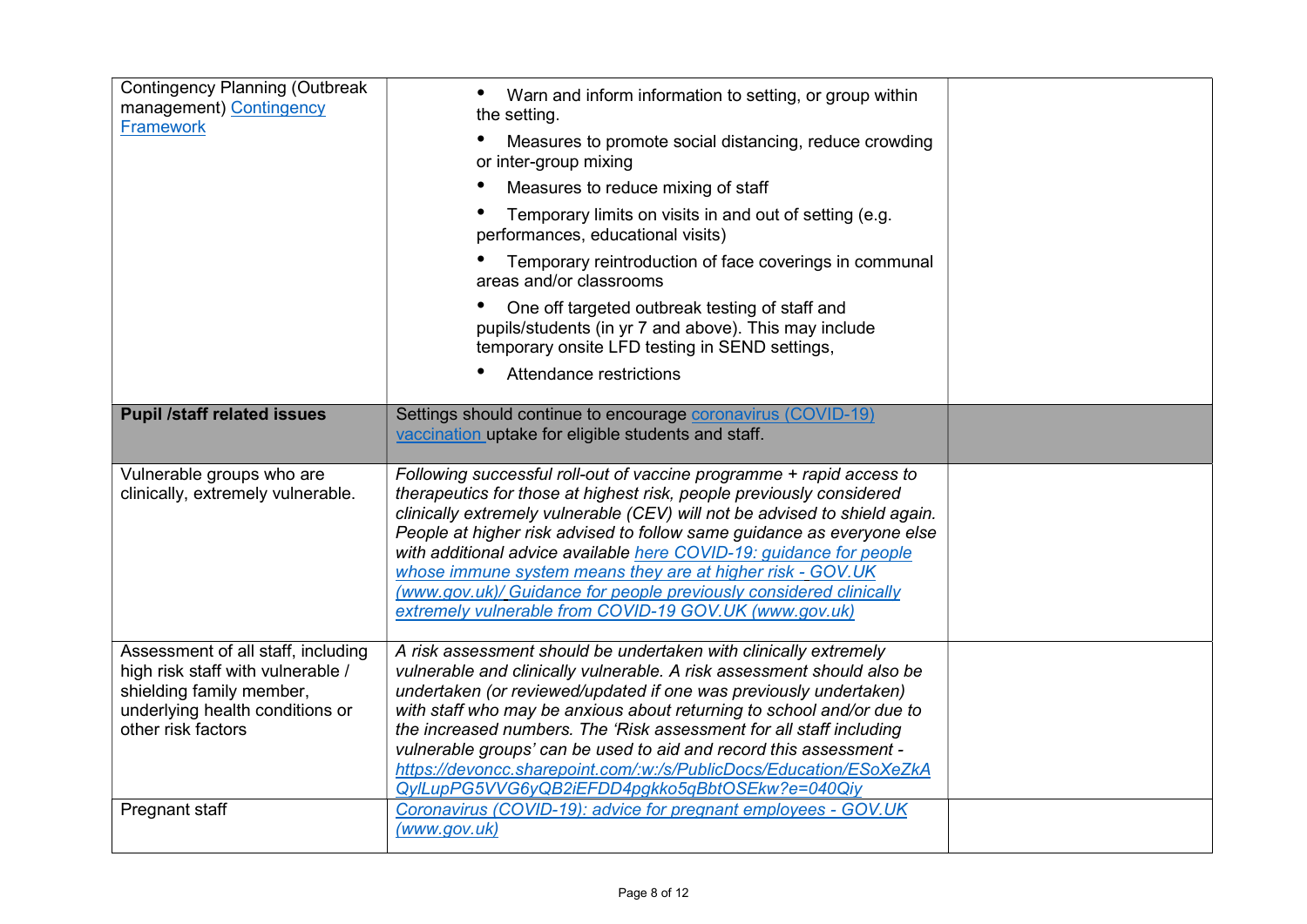| | | |
|---|---|---|
| Contingency Planning (Outbreak management) Contingency Framework | • Warn and inform information to setting, or group within the setting.<br>• Measures to promote social distancing, reduce crowding or inter-group mixing<br>• Measures to reduce mixing of staff<br>• Temporary limits on visits in and out of setting (e.g. performances, educational visits)<br>• Temporary reintroduction of face coverings in communal areas and/or classrooms<br>• One off targeted outbreak testing of staff and pupils/students (in yr 7 and above). This may include temporary onsite LFD testing in SEND settings,<br>• Attendance restrictions | |
| **Pupil /staff related issues** | Settings should continue to encourage coronavirus (COVID-19) vaccination uptake for eligible students and staff. | |
| Vulnerable groups who are clinically, extremely vulnerable. | *Following successful roll-out of vaccine programme + rapid access to therapeutics for those at highest risk, people previously considered clinically extremely vulnerable (CEV) will not be advised to shield again. People at higher risk advised to follow same guidance as everyone else with additional advice available here COVID-19: guidance for people whose immune system means they are at higher risk - GOV.UK (www.gov.uk)/ Guidance for people previously considered clinically extremely vulnerable from COVID-19 GOV.UK (www.gov.uk)* | |
| Assessment of all staff, including high risk staff with vulnerable / shielding family member, underlying health conditions or other risk factors | *A risk assessment should be undertaken with clinically extremely vulnerable and clinically vulnerable. A risk assessment should also be undertaken (or reviewed/updated if one was previously undertaken) with staff who may be anxious about returning to school and/or due to the increased numbers. The 'Risk assessment for all staff including vulnerable groups' can be used to aid and record this assessment - https://devoncc.sharepoint.com/:w:/s/PublicDocs/Education/ESoXeZkAQylLupPG5VVG6yQB2iEFDD4pgkko5qBbtOSEkw?e=040Qiy* | |
| Pregnant staff | *Coronavirus (COVID-19): advice for pregnant employees - GOV.UK (www.gov.uk)* | |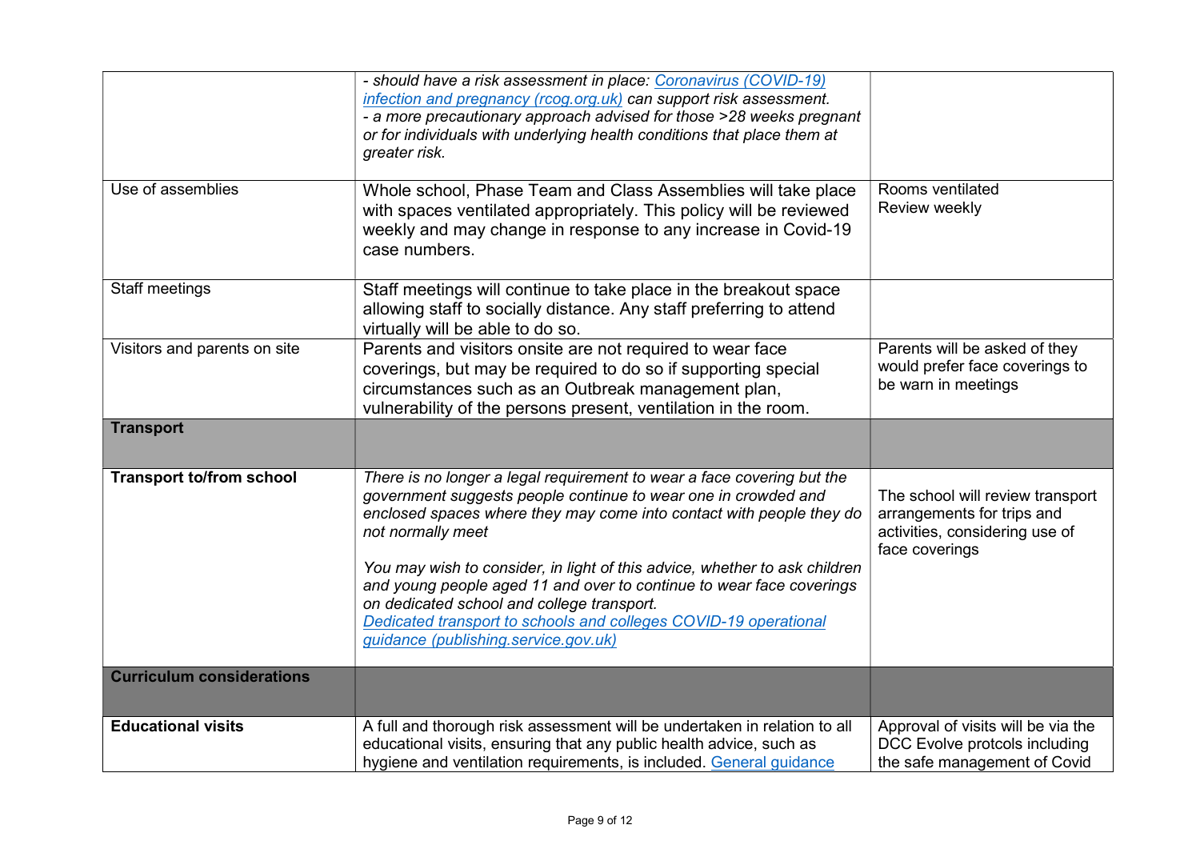| | | |
|---|---|---|
| | *- should have a risk assessment in place: [Coronavirus (COVID-19) infection and pregnancy (rcog.org.uk)] can support risk assessment.*<br>*- a more precautionary approach advised for those >28 weeks pregnant or for individuals with underlying health conditions that place them at greater risk.* | |
| Use of assemblies | Whole school, Phase Team and Class Assemblies will take place with spaces ventilated appropriately. This policy will be reviewed weekly and may change in response to any increase in Covid-19 case numbers. | Rooms ventilated<br>Review weekly |
| Staff meetings | Staff meetings will continue to take place in the breakout space allowing staff to socially distance. Any staff preferring to attend virtually will be able to do so. | |
| Visitors and parents on site | Parents and visitors onsite are not required to wear face coverings, but may be required to do so if supporting special circumstances such as an Outbreak management plan, vulnerability of the persons present, ventilation in the room. | Parents will be asked of they would prefer face coverings to be warn in meetings |
| **Transport** | | |
| **Transport to/from school** | *There is no longer a legal requirement to wear a face covering but the government suggests people continue to wear one in crowded and enclosed spaces where they may come into contact with people they do not normally meet*<br><br>*You may wish to consider, in light of this advice, whether to ask children and young people aged 11 and over to continue to wear face coverings on dedicated school and college transport.*<br>*[Dedicated transport to schools and colleges COVID-19 operational guidance (publishing.service.gov.uk)]* | The school will review transport arrangements for trips and activities, considering use of face coverings |
| **Curriculum considerations** | | |
| **Educational visits** | A full and thorough risk assessment will be undertaken in relation to all educational visits, ensuring that any public health advice, such as hygiene and ventilation requirements, is included. [General guidance] | Approval of visits will be via the DCC Evolve protcols including the safe management of Covid |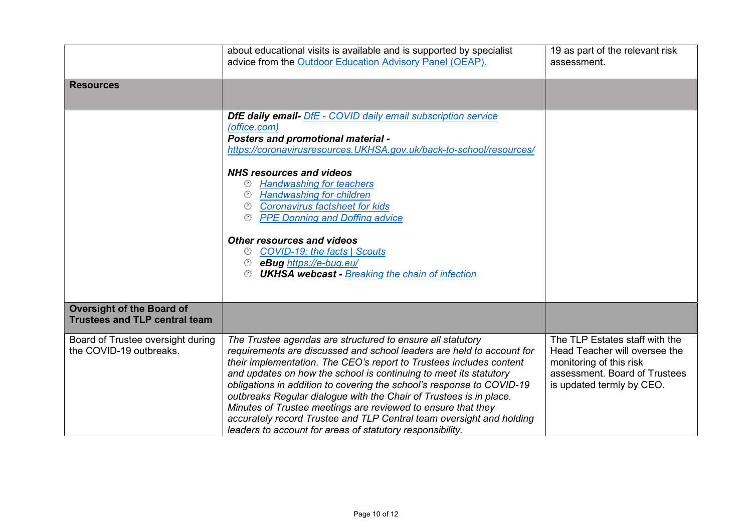| | | |
|---|---|---|
| | about educational visits is available and is supported by specialist advice from the Outdoor Education Advisory Panel (OEAP). | 19 as part of the relevant risk assessment. |
| **Resources** | | |
| | ***DfE daily email-*** *DfE - COVID daily email subscription service (office.com)*<br>***Posters and promotional material -*** *https://coronavirusresources.UKHSA.gov.uk/back-to-school/resources/*<br><br>***NHS resources and videos***<br>- *Handwashing for teachers*<br>- *Handwashing for children*<br>- *Coronavirus factsheet for kids*<br>- *PPE Donning and Doffing advice*<br><br>***Other resources and videos***<br>- *COVID-19: the facts \| Scouts*<br>- ***eBug*** *https://e-bug.eu/*<br>- ***UKHSA webcast -*** *Breaking the chain of infection* | |
| **Oversight of the Board of Trustees and TLP central team** | | |
| Board of Trustee oversight during the COVID-19 outbreaks. | *The Trustee agendas are structured to ensure all statutory requirements are discussed and school leaders are held to account for their implementation. The CEO's report to Trustees includes content and updates on how the school is continuing to meet its statutory obligations in addition to covering the school's response to COVID-19 outbreaks Regular dialogue with the Chair of Trustees is in place. Minutes of Trustee meetings are reviewed to ensure that they accurately record Trustee and TLP Central team oversight and holding leaders to account for areas of statutory responsibility.* | The TLP Estates staff with the Head Teacher will oversee the monitoring of this risk assessment. Board of Trustees is updated termly by CEO. |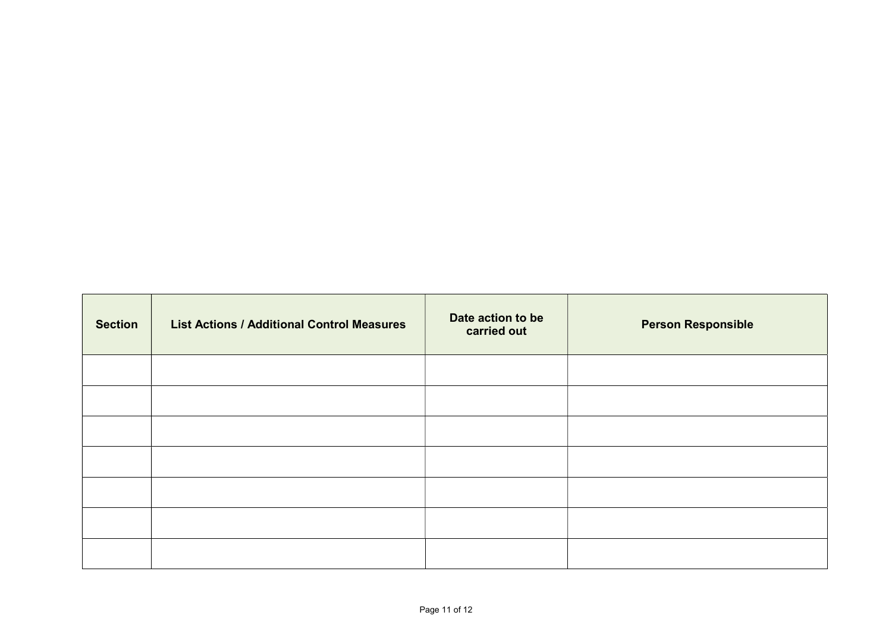| Section | List Actions / Additional Control Measures | Date action to be carried out | Person Responsible |
|---|---|---|---|
| | | | |
| | | | |
| | | | |
| | | | |
| | | | |
| | | | |
| | | | |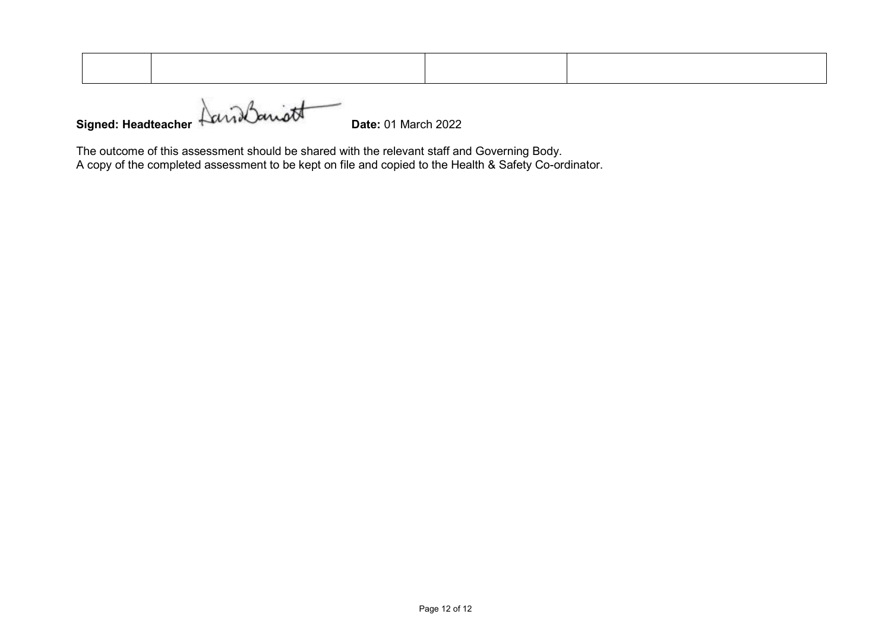| | | | |
|---|---|---|---|
| | | | |

**Signed: Headteacher** **Date:** 01 March 2022

The outcome of this assessment should be shared with the relevant staff and Governing Body.
A copy of the completed assessment to be kept on file and copied to the Health & Safety Co-ordinator.